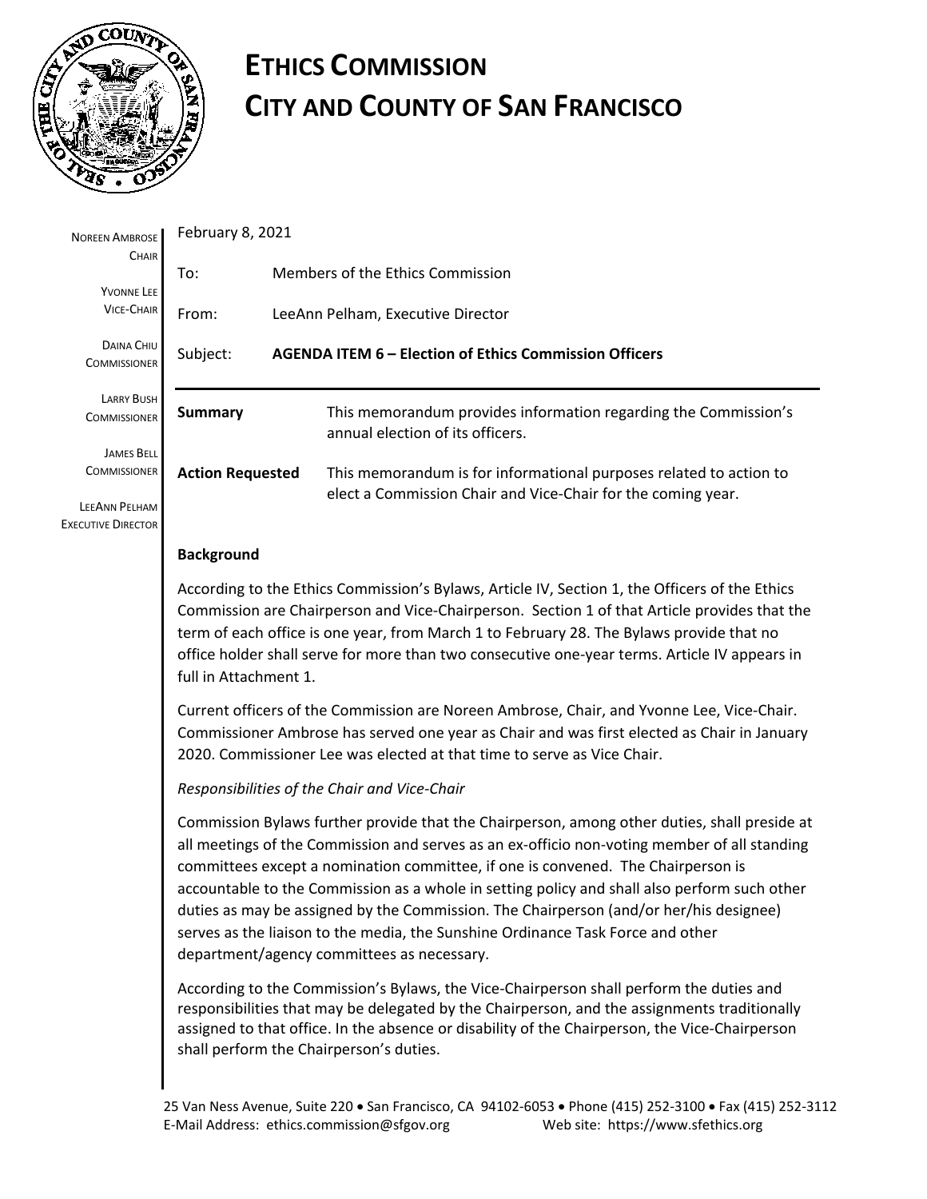# ETHICS COMMISSION
# CITY AND COUNTY OF SAN FRANCISCO

NOREEN AMBROSE
CHAIR

YVONNE LEE
VICE-CHAIR

DAINA CHIU
COMMISSIONER

LARRY BUSH
COMMISSIONER

JAMES BELL
COMMISSIONER

LEEANN PELHAM
EXECUTIVE DIRECTOR

February 8, 2021

| | |
|---|---|
| To: | Members of the Ethics Commission |
| From: | LeeAnn Pelham, Executive Director |
| Subject: | **AGENDA ITEM 6 – Election of Ethics Commission Officers** |

| | |
|---|---|
| **Summary** | This memorandum provides information regarding the Commission's annual election of its officers. |
| **Action Requested** | This memorandum is for informational purposes related to action to elect a Commission Chair and Vice-Chair for the coming year. |

**Background**

According to the Ethics Commission's Bylaws, Article IV, Section 1, the Officers of the Ethics Commission are Chairperson and Vice-Chairperson. Section 1 of that Article provides that the term of each office is one year, from March 1 to February 28. The Bylaws provide that no office holder shall serve for more than two consecutive one-year terms. Article IV appears in full in Attachment 1.

Current officers of the Commission are Noreen Ambrose, Chair, and Yvonne Lee, Vice-Chair. Commissioner Ambrose has served one year as Chair and was first elected as Chair in January 2020. Commissioner Lee was elected at that time to serve as Vice Chair.

*Responsibilities of the Chair and Vice-Chair*

Commission Bylaws further provide that the Chairperson, among other duties, shall preside at all meetings of the Commission and serves as an ex-officio non-voting member of all standing committees except a nomination committee, if one is convened. The Chairperson is accountable to the Commission as a whole in setting policy and shall also perform such other duties as may be assigned by the Commission. The Chairperson (and/or her/his designee) serves as the liaison to the media, the Sunshine Ordinance Task Force and other department/agency committees as necessary.

According to the Commission's Bylaws, the Vice-Chairperson shall perform the duties and responsibilities that may be delegated by the Chairperson, and the assignments traditionally assigned to that office. In the absence or disability of the Chairperson, the Vice-Chairperson shall perform the Chairperson's duties.

25 Van Ness Avenue, Suite 220 • San Francisco, CA 94102-6053 • Phone (415) 252-3100 • Fax (415) 252-3112
E-Mail Address: ethics.commission@sfgov.org Web site: https://www.sfethics.org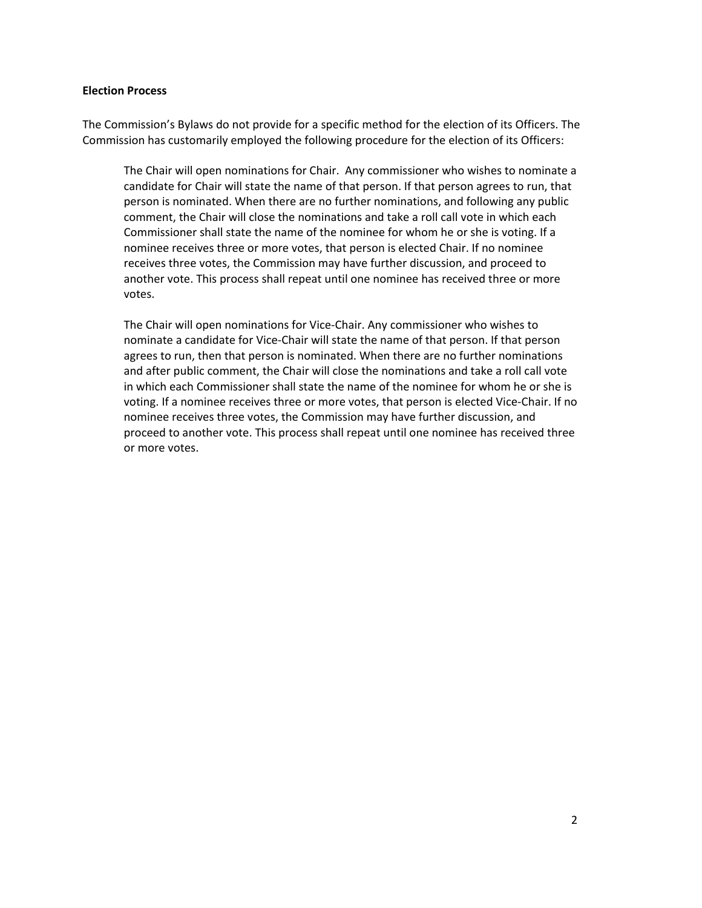**Election Process**

The Commission's Bylaws do not provide for a specific method for the election of its Officers. The Commission has customarily employed the following procedure for the election of its Officers:

> The Chair will open nominations for Chair. Any commissioner who wishes to nominate a candidate for Chair will state the name of that person. If that person agrees to run, that person is nominated. When there are no further nominations, and following any public comment, the Chair will close the nominations and take a roll call vote in which each Commissioner shall state the name of the nominee for whom he or she is voting. If a nominee receives three or more votes, that person is elected Chair. If no nominee receives three votes, the Commission may have further discussion, and proceed to another vote. This process shall repeat until one nominee has received three or more votes.
>
> The Chair will open nominations for Vice-Chair. Any commissioner who wishes to nominate a candidate for Vice-Chair will state the name of that person. If that person agrees to run, then that person is nominated. When there are no further nominations and after public comment, the Chair will close the nominations and take a roll call vote in which each Commissioner shall state the name of the nominee for whom he or she is voting. If a nominee receives three or more votes, that person is elected Vice-Chair. If no nominee receives three votes, the Commission may have further discussion, and proceed to another vote. This process shall repeat until one nominee has received three or more votes.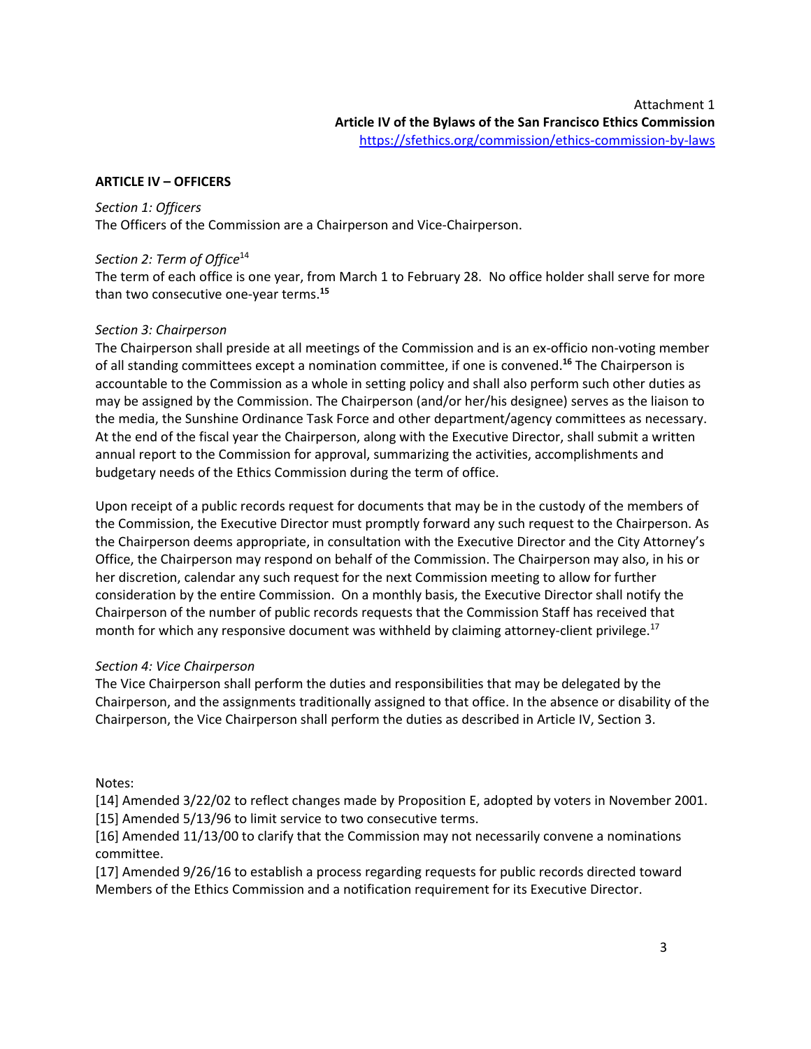Attachment 1
**Article IV of the Bylaws of the San Francisco Ethics Commission**
https://sfethics.org/commission/ethics-commission-by-laws

## ARTICLE IV – OFFICERS

*Section 1: Officers*
The Officers of the Commission are a Chairperson and Vice-Chairperson.

*Section 2: Term of Office*[14]
The term of each office is one year, from March 1 to February 28. No office holder shall serve for more than two consecutive one-year terms.[15]

*Section 3: Chairperson*
The Chairperson shall preside at all meetings of the Commission and is an ex-officio non-voting member of all standing committees except a nomination committee, if one is convened.[16] The Chairperson is accountable to the Commission as a whole in setting policy and shall also perform such other duties as may be assigned by the Commission. The Chairperson (and/or her/his designee) serves as the liaison to the media, the Sunshine Ordinance Task Force and other department/agency committees as necessary. At the end of the fiscal year the Chairperson, along with the Executive Director, shall submit a written annual report to the Commission for approval, summarizing the activities, accomplishments and budgetary needs of the Ethics Commission during the term of office.

Upon receipt of a public records request for documents that may be in the custody of the members of the Commission, the Executive Director must promptly forward any such request to the Chairperson. As the Chairperson deems appropriate, in consultation with the Executive Director and the City Attorney's Office, the Chairperson may respond on behalf of the Commission. The Chairperson may also, in his or her discretion, calendar any such request for the next Commission meeting to allow for further consideration by the entire Commission. On a monthly basis, the Executive Director shall notify the Chairperson of the number of public records requests that the Commission Staff has received that month for which any responsive document was withheld by claiming attorney-client privilege.[17]

*Section 4: Vice Chairperson*
The Vice Chairperson shall perform the duties and responsibilities that may be delegated by the Chairperson, and the assignments traditionally assigned to that office. In the absence or disability of the Chairperson, the Vice Chairperson shall perform the duties as described in Article IV, Section 3.

Notes:
[14] Amended 3/22/02 to reflect changes made by Proposition E, adopted by voters in November 2001.
[15] Amended 5/13/96 to limit service to two consecutive terms.
[16] Amended 11/13/00 to clarify that the Commission may not necessarily convene a nominations committee.
[17] Amended 9/26/16 to establish a process regarding requests for public records directed toward Members of the Ethics Commission and a notification requirement for its Executive Director.